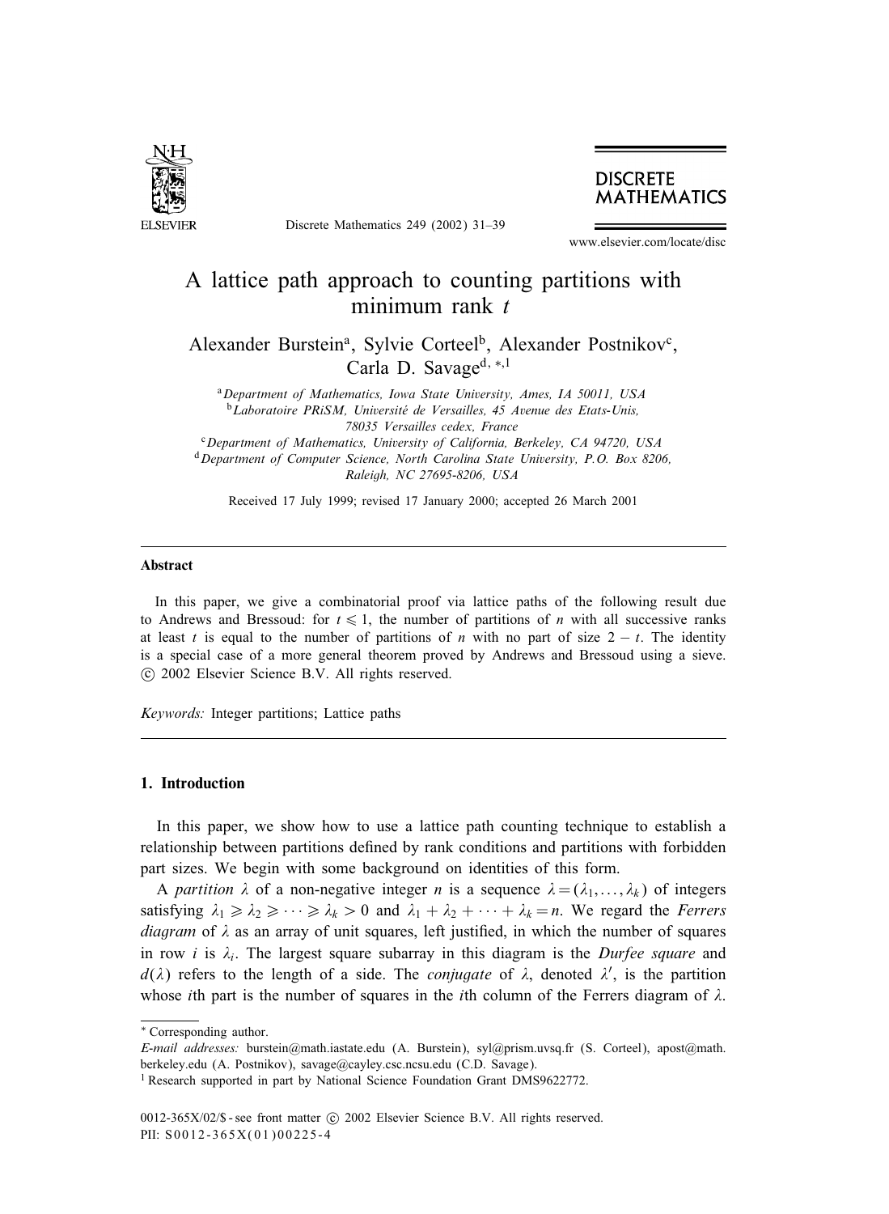# A lattice path approach to counting partitions with minimum rank $t$

Alexander Burstein[a], Sylvie Corteel[b], Alexander Postnikov[c], Carla D. Savage[d, *, 1]

[a] *Department of Mathematics, Iowa State University, Ames, IA 50011, USA*
[b] *Laboratoire PRiSM, Université de Versailles, 45 Avenue des Etats-Unis, 78035 Versailles cedex, France*
[c] *Department of Mathematics, University of California, Berkeley, CA 94720, USA*
[d] *Department of Computer Science, North Carolina State University, P.O. Box 8206, Raleigh, NC 27695-8206, USA*

Received 17 July 1999; revised 17 January 2000; accepted 26 March 2001

## Abstract

In this paper, we give a combinatorial proof via lattice paths of the following result due to Andrews and Bressoud: for $t \leqslant 1$, the number of partitions of $n$ with all successive ranks at least $t$ is equal to the number of partitions of $n$ with no part of size $2 - t$. The identity is a special case of a more general theorem proved by Andrews and Bressoud using a sieve. © 2002 Elsevier Science B.V. All rights reserved.

*Keywords:* Integer partitions; Lattice paths

## 1. Introduction

In this paper, we show how to use a lattice path counting technique to establish a relationship between partitions defined by rank conditions and partitions with forbidden part sizes. We begin with some background on identities of this form.

A *partition* $\lambda$ of a non-negative integer $n$ is a sequence $\lambda = (\lambda_1, \ldots, \lambda_k)$ of integers satisfying $\lambda_1 \geqslant \lambda_2 \geqslant \cdots \geqslant \lambda_k > 0$ and $\lambda_1 + \lambda_2 + \cdots + \lambda_k = n$. We regard the *Ferrers diagram* of $\lambda$ as an array of unit squares, left justified, in which the number of squares in row $i$ is $\lambda_i$. The largest square subarray in this diagram is the *Durfee square* and $d(\lambda)$ refers to the length of a side. The *conjugate* of $\lambda$, denoted $\lambda'$, is the partition whose $i$th part is the number of squares in the $i$th column of the Ferrers diagram of $\lambda$.

---

\* Corresponding author.

*E-mail addresses:* burstein@math.iastate.edu (A. Burstein), syl@prism.uvsq.fr (S. Corteel), apost@math.berkeley.edu (A. Postnikov), savage@cayley.csc.ncsu.edu (C.D. Savage).

[1] Research supported in part by National Science Foundation Grant DMS9622772.

0012-365X/02/$ - see front matter © 2002 Elsevier Science B.V. All rights reserved.
PII: S0012-365X(01)00225-4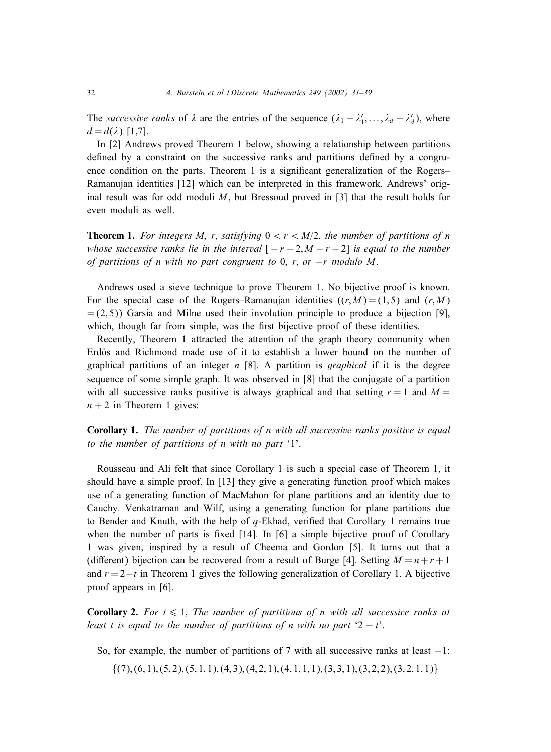The *successive ranks* of $\lambda$ are the entries of the sequence $(\lambda_1 - \lambda'_1, \ldots, \lambda_d - \lambda'_d)$, where $d = d(\lambda)$ [1,7].

In [2] Andrews proved Theorem 1 below, showing a relationship between partitions defined by a constraint on the successive ranks and partitions defined by a congruence condition on the parts. Theorem 1 is a significant generalization of the Rogers–Ramanujan identities [12] which can be interpreted in this framework. Andrews' original result was for odd moduli $M$, but Bressoud proved in [3] that the result holds for even moduli as well.

**Theorem 1.** *For integers $M$, $r$, satisfying $0 < r < M/2$, the number of partitions of $n$ whose successive ranks lie in the interval $[-r+2, M-r-2]$ is equal to the number of partitions of $n$ with no part congruent to 0, $r$, or $-r$ modulo $M$.*

Andrews used a sieve technique to prove Theorem 1. No bijective proof is known. For the special case of the Rogers–Ramanujan identities ($(r, M) = (1, 5)$ and $(r, M) = (2, 5)$) Garsia and Milne used their involution principle to produce a bijection [9], which, though far from simple, was the first bijective proof of these identities.

Recently, Theorem 1 attracted the attention of the graph theory community when Erdös and Richmond made use of it to establish a lower bound on the number of graphical partitions of an integer $n$ [8]. A partition is *graphical* if it is the degree sequence of some simple graph. It was observed in [8] that the conjugate of a partition with all successive ranks positive is always graphical and that setting $r = 1$ and $M = n+2$ in Theorem 1 gives:

**Corollary 1.** *The number of partitions of $n$ with all successive ranks positive is equal to the number of partitions of $n$ with no part '1'.*

Rousseau and Ali felt that since Corollary 1 is such a special case of Theorem 1, it should have a simple proof. In [13] they give a generating function proof which makes use of a generating function of MacMahon for plane partitions and an identity due to Cauchy. Venkatraman and Wilf, using a generating function for plane partitions due to Bender and Knuth, with the help of $q$-Ekhad, verified that Corollary 1 remains true when the number of parts is fixed [14]. In [6] a simple bijective proof of Corollary 1 was given, inspired by a result of Cheema and Gordon [5]. It turns out that a (different) bijection can be recovered from a result of Burge [4]. Setting $M = n+r+1$ and $r = 2-t$ in Theorem 1 gives the following generalization of Corollary 1. A bijective proof appears in [6].

**Corollary 2.** *For $t \leqslant 1$, The number of partitions of $n$ with all successive ranks at least $t$ is equal to the number of partitions of $n$ with no part '$2-t$'.*

So, for example, the number of partitions of 7 with all successive ranks at least $-1$:

$$\{(7), (6, 1), (5, 2), (5, 1, 1), (4, 3), (4, 2, 1), (4, 1, 1, 1), (3, 3, 1), (3, 2, 2), (3, 2, 1, 1)\}$$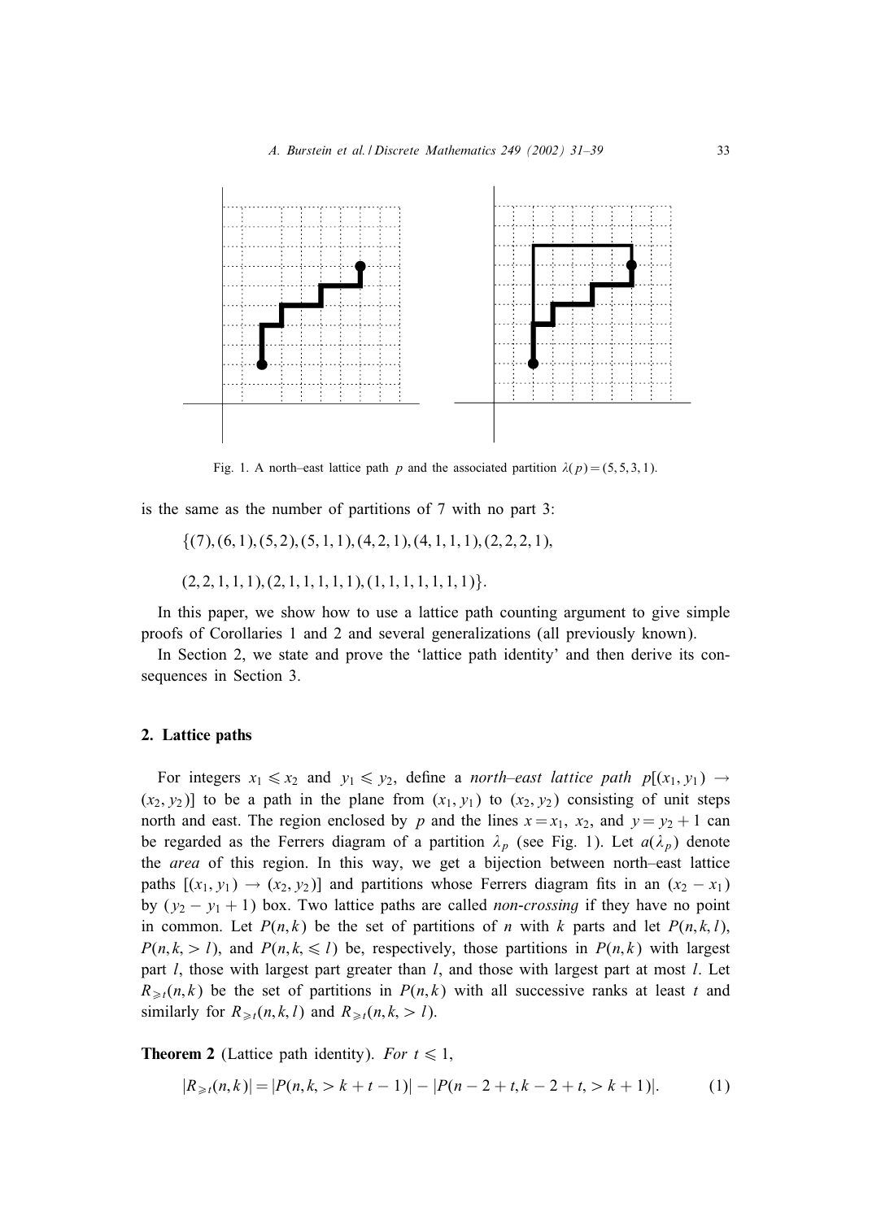Fig. 1. A north–east lattice path $p$ and the associated partition $\lambda(p) = (5, 5, 3, 1)$.

is the same as the number of partitions of 7 with no part 3:

$$\{(7), (6, 1), (5, 2), (5, 1, 1), (4, 2, 1), (4, 1, 1, 1), (2, 2, 2, 1),$$

$$(2, 2, 1, 1, 1), (2, 1, 1, 1, 1, 1), (1, 1, 1, 1, 1, 1, 1)\}.$$

In this paper, we show how to use a lattice path counting argument to give simple proofs of Corollaries 1 and 2 and several generalizations (all previously known).

In Section 2, we state and prove the 'lattice path identity' and then derive its consequences in Section 3.

## 2. Lattice paths

For integers $x_1 \leqslant x_2$ and $y_1 \leqslant y_2$, define a *north–east lattice path* $p[(x_1, y_1) \to (x_2, y_2)]$ to be a path in the plane from $(x_1, y_1)$ to $(x_2, y_2)$ consisting of unit steps north and east. The region enclosed by $p$ and the lines $x = x_1$, $x_2$, and $y = y_2 + 1$ can be regarded as the Ferrers diagram of a partition $\lambda_p$ (see Fig. 1). Let $a(\lambda_p)$ denote the *area* of this region. In this way, we get a bijection between north–east lattice paths $[(x_1, y_1) \to (x_2, y_2)]$ and partitions whose Ferrers diagram fits in an $(x_2 - x_1)$ by $(y_2 - y_1 + 1)$ box. Two lattice paths are called *non-crossing* if they have no point in common. Let $P(n, k)$ be the set of partitions of $n$ with $k$ parts and let $P(n, k, l)$, $P(n, k, > l)$, and $P(n, k, \leqslant l)$ be, respectively, those partitions in $P(n, k)$ with largest part $l$, those with largest part greater than $l$, and those with largest part at most $l$. Let $R_{\geqslant t}(n, k)$ be the set of partitions in $P(n, k)$ with all successive ranks at least $t$ and similarly for $R_{\geqslant t}(n, k, l)$ and $R_{\geqslant t}(n, k, > l)$.

**Theorem 2** (Lattice path identity). *For* $t \leqslant 1$,

$$|R_{\geqslant t}(n, k)| = |P(n, k, > k + t - 1)| - |P(n - 2 + t, k - 2 + t, > k + 1)|. \tag{1}$$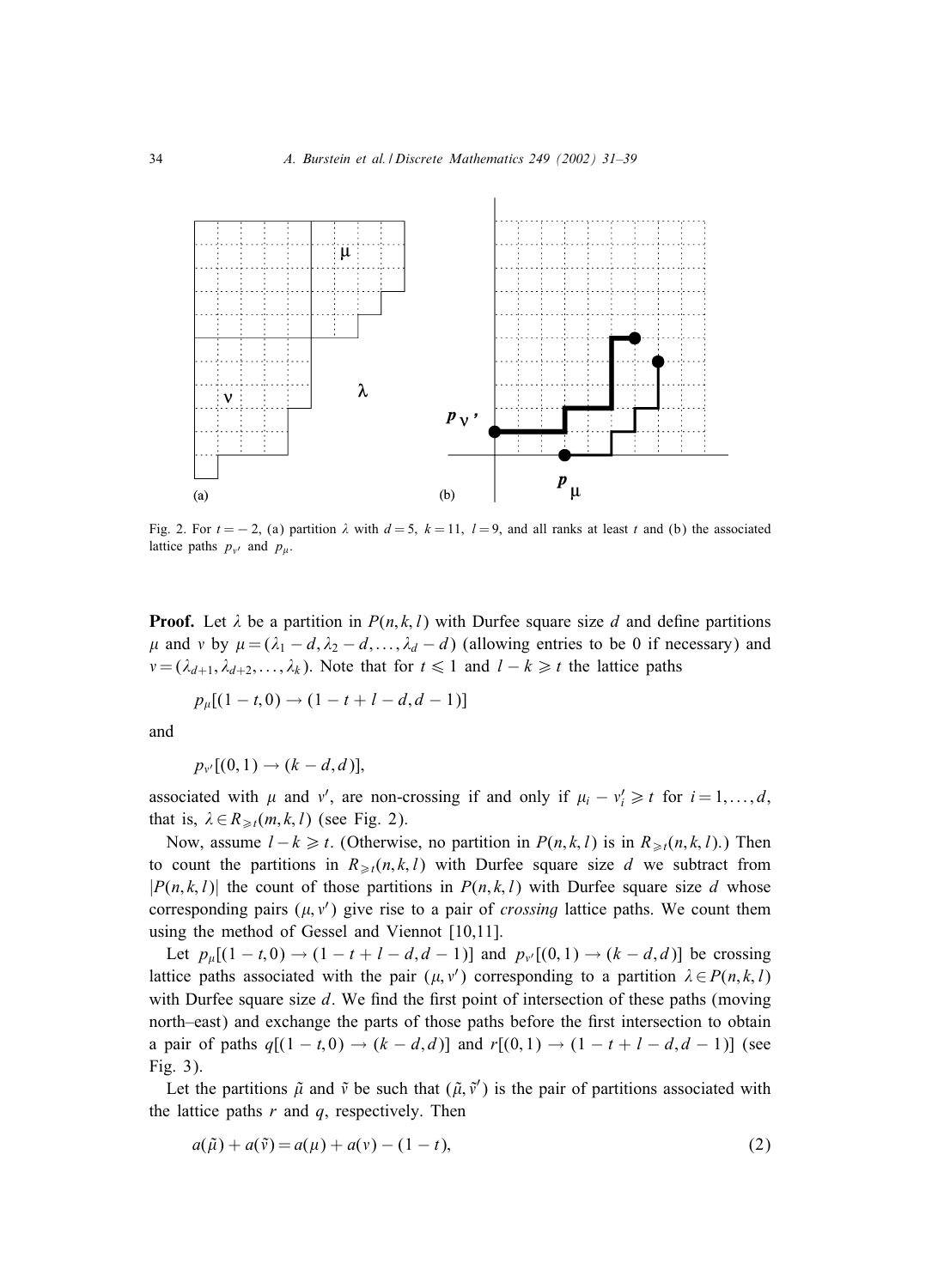Fig. 2. For $t=-2$, (a) partition $\lambda$ with $d=5$, $k=11$, $l=9$, and all ranks at least $t$ and (b) the associated lattice paths $p_{v'}$ and $p_{\mu}$.

**Proof.** Let $\lambda$ be a partition in $P(n,k,l)$ with Durfee square size $d$ and define partitions $\mu$ and $v$ by $\mu=(\lambda_1-d,\lambda_2-d,\ldots,\lambda_d-d)$ (allowing entries to be 0 if necessary) and $v=(\lambda_{d+1},\lambda_{d+2},\ldots,\lambda_k)$. Note that for $t\leqslant 1$ and $l-k\geqslant t$ the lattice paths

$$p_{\mu}[(1-t,0)\to(1-t+l-d,d-1)]$$

and

$$p_{v'}[(0,1)\to(k-d,d)],$$

associated with $\mu$ and $v'$, are non-crossing if and only if $\mu_i-v'_i\geqslant t$ for $i=1,\ldots,d$, that is, $\lambda\in R_{\geqslant t}(m,k,l)$ (see Fig. 2).

Now, assume $l-k\geqslant t$. (Otherwise, no partition in $P(n,k,l)$ is in $R_{\geqslant t}(n,k,l)$.) Then to count the partitions in $R_{\geqslant t}(n,k,l)$ with Durfee square size $d$ we subtract from $|P(n,k,l)|$ the count of those partitions in $P(n,k,l)$ with Durfee square size $d$ whose corresponding pairs $(\mu,v')$ give rise to a pair of *crossing* lattice paths. We count them using the method of Gessel and Viennot [10,11].

Let $p_{\mu}[(1-t,0)\to(1-t+l-d,d-1)]$ and $p_{v'}[(0,1)\to(k-d,d)]$ be crossing lattice paths associated with the pair $(\mu,v')$ corresponding to a partition $\lambda\in P(n,k,l)$ with Durfee square size $d$. We find the first point of intersection of these paths (moving north–east) and exchange the parts of those paths before the first intersection to obtain a pair of paths $q[(1-t,0)\to(k-d,d)]$ and $r[(0,1)\to(1-t+l-d,d-1)]$ (see Fig. 3).

Let the partitions $\tilde{\mu}$ and $\tilde{v}$ be such that $(\tilde{\mu},\tilde{v}')$ is the pair of partitions associated with the lattice paths $r$ and $q$, respectively. Then

$$a(\tilde{\mu})+a(\tilde{v})=a(\mu)+a(v)-(1-t), \tag{2}$$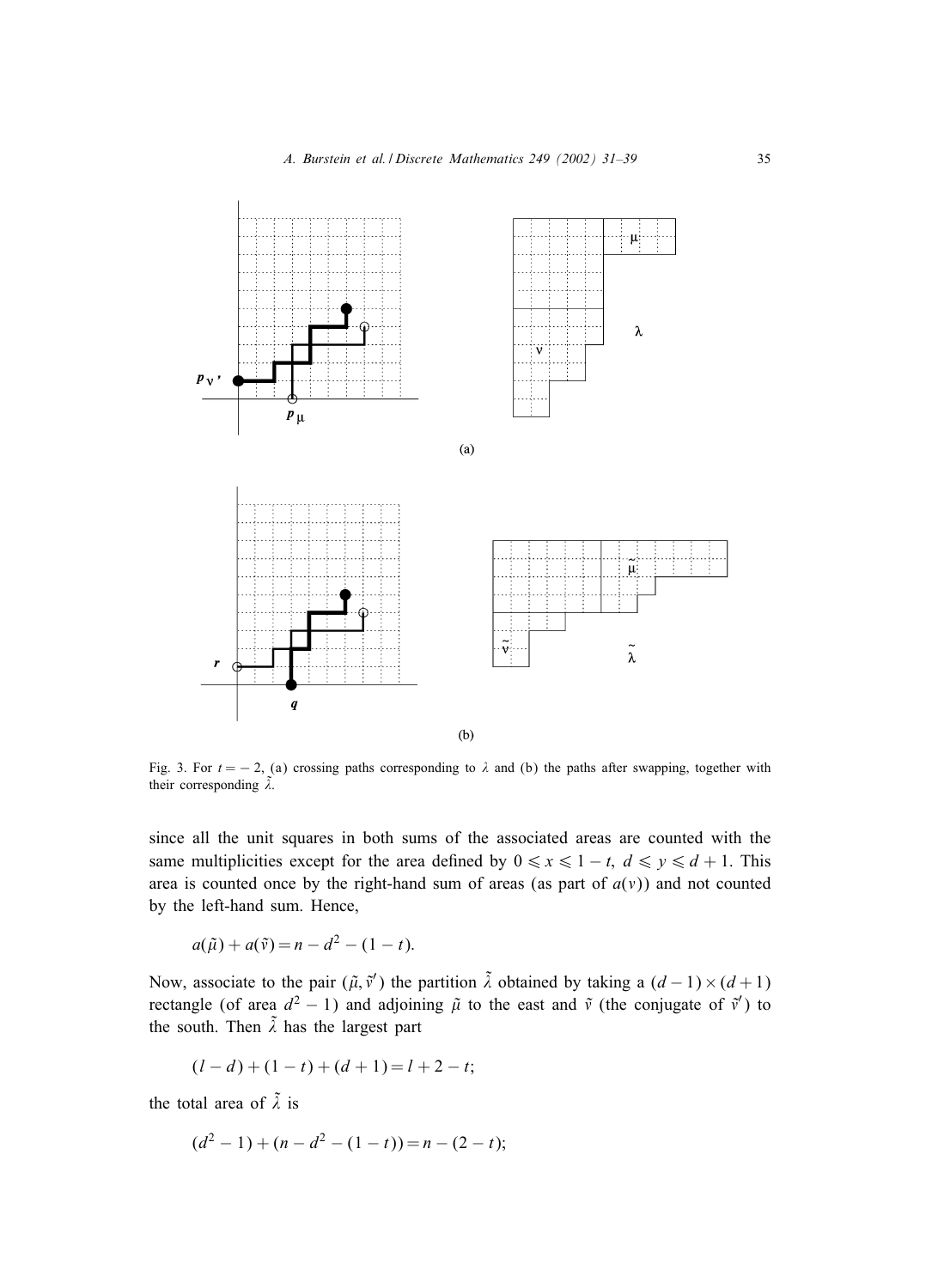Fig. 3. For $t = -2$, (a) crossing paths corresponding to $\lambda$ and (b) the paths after swapping, together with their corresponding $\tilde{\lambda}$.

since all the unit squares in both sums of the associated areas are counted with the same multiplicities except for the area defined by $0 \leqslant x \leqslant 1 - t$, $d \leqslant y \leqslant d + 1$. This area is counted once by the right-hand sum of areas (as part of $a(v)$) and not counted by the left-hand sum. Hence,

$$a(\tilde{\mu}) + a(\tilde{v}) = n - d^2 - (1 - t).$$

Now, associate to the pair $(\tilde{\mu}, \tilde{v}')$ the partition $\tilde{\lambda}$ obtained by taking a $(d-1) \times (d+1)$ rectangle (of area $d^2 - 1$) and adjoining $\tilde{\mu}$ to the east and $\tilde{v}$ (the conjugate of $\tilde{v}'$) to the south. Then $\tilde{\lambda}$ has the largest part

$$(l - d) + (1 - t) + (d + 1) = l + 2 - t;$$

the total area of $\tilde{\lambda}$ is

$$(d^2 - 1) + (n - d^2 - (1 - t)) = n - (2 - t);$$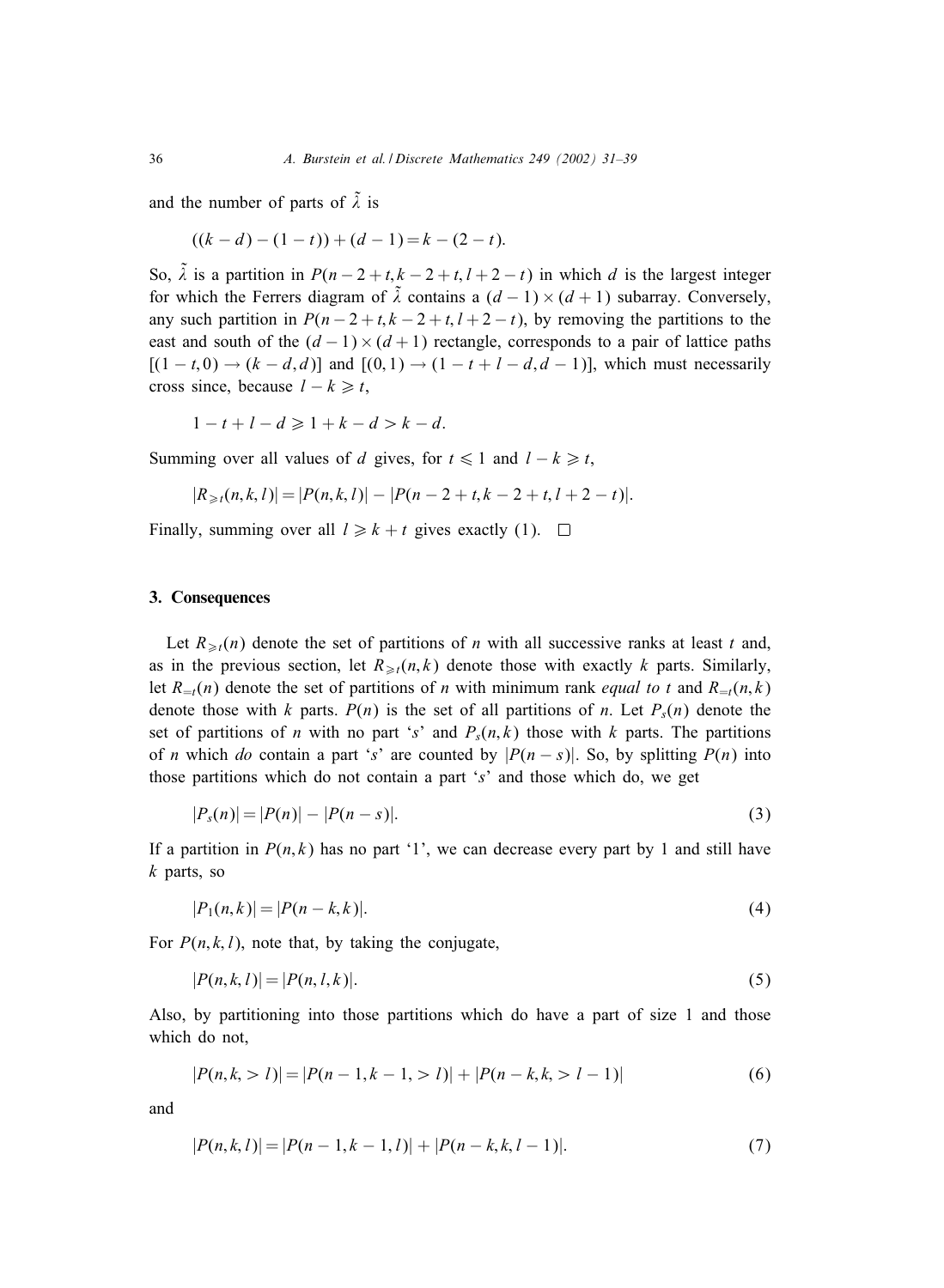and the number of parts of $\tilde{\lambda}$ is

$$((k-d)-(1-t))+(d-1)=k-(2-t).$$

So, $\tilde{\lambda}$ is a partition in $P(n-2+t,k-2+t,l+2-t)$ in which $d$ is the largest integer for which the Ferrers diagram of $\tilde{\lambda}$ contains a $(d-1)\times(d+1)$ subarray. Conversely, any such partition in $P(n-2+t,k-2+t,l+2-t)$, by removing the partitions to the east and south of the $(d-1)\times(d+1)$ rectangle, corresponds to a pair of lattice paths $[(1-t,0)\to(k-d,d)]$ and $[(0,1)\to(1-t+l-d,d-1)]$, which must necessarily cross since, because $l-k\geqslant t$,

$$1-t+l-d\geqslant 1+k-d>k-d.$$

Summing over all values of $d$ gives, for $t\leqslant 1$ and $l-k\geqslant t$,

$$|R_{\geqslant t}(n,k,l)|=|P(n,k,l)|-|P(n-2+t,k-2+t,l+2-t)|.$$

Finally, summing over all $l\geqslant k+t$ gives exactly (1). $\square$

## 3. Consequences

Let $R_{\geqslant t}(n)$ denote the set of partitions of $n$ with all successive ranks at least $t$ and, as in the previous section, let $R_{\geqslant t}(n,k)$ denote those with exactly $k$ parts. Similarly, let $R_{=t}(n)$ denote the set of partitions of $n$ with minimum rank *equal to* $t$ and $R_{=t}(n,k)$ denote those with $k$ parts. $P(n)$ is the set of all partitions of $n$. Let $P_s(n)$ denote the set of partitions of $n$ with no part '$s$' and $P_s(n,k)$ those with $k$ parts. The partitions of $n$ which *do* contain a part '$s$' are counted by $|P(n-s)|$. So, by splitting $P(n)$ into those partitions which do not contain a part '$s$' and those which do, we get

$$|P_s(n)|=|P(n)|-|P(n-s)|. \tag{3}$$

If a partition in $P(n,k)$ has no part '1', we can decrease every part by 1 and still have $k$ parts, so

$$|P_1(n,k)|=|P(n-k,k)|. \tag{4}$$

For $P(n,k,l)$, note that, by taking the conjugate,

$$|P(n,k,l)|=|P(n,l,k)|. \tag{5}$$

Also, by partitioning into those partitions which do have a part of size 1 and those which do not,

$$|P(n,k,>l)|=|P(n-1,k-1,>l)|+|P(n-k,k,>l-1)| \tag{6}$$

and

$$|P(n,k,l)|=|P(n-1,k-1,l)|+|P(n-k,k,l-1)|. \tag{7}$$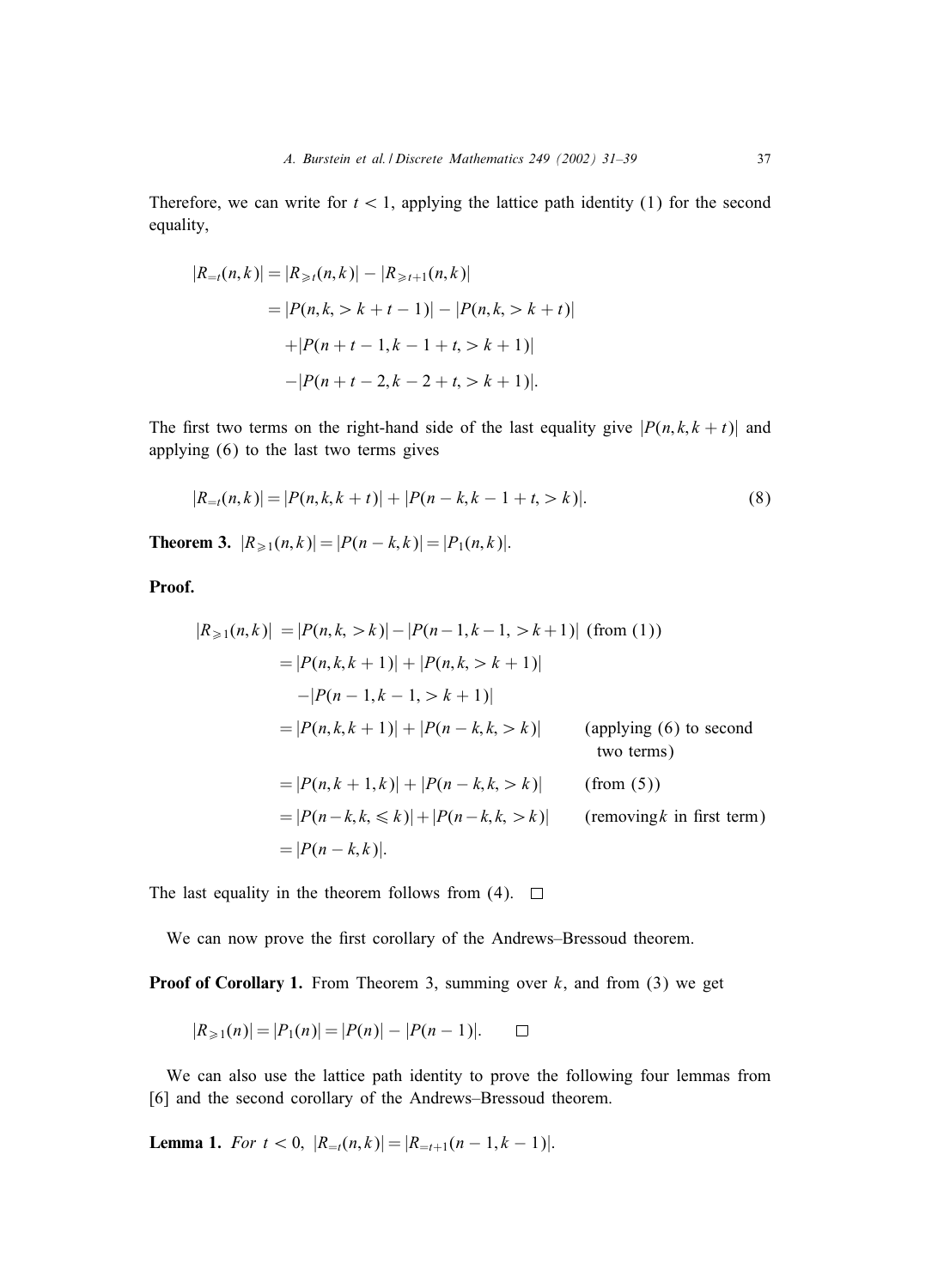Therefore, we can write for $t < 1$, applying the lattice path identity (1) for the second equality,

$$
\begin{aligned}
|R_{=t}(n,k)| &= |R_{\geqslant t}(n,k)| - |R_{\geqslant t+1}(n,k)| \\
&= |P(n,k, > k+t-1)| - |P(n,k, > k+t)| \\
&\quad + |P(n+t-1, k-1+t, > k+1)| \\
&\quad - |P(n+t-2, k-2+t, > k+1)|.
\end{aligned}
$$

The first two terms on the right-hand side of the last equality give $|P(n,k,k+t)|$ and applying (6) to the last two terms gives

$$
|R_{=t}(n,k)| = |P(n,k,k+t)| + |P(n-k, k-1+t, > k)|. \tag{8}
$$

**Theorem 3.** $|R_{\geqslant 1}(n,k)| = |P(n-k,k)| = |P_1(n,k)|$.

**Proof.**

$$
\begin{aligned}
|R_{\geqslant 1}(n,k)| &= |P(n,k, > k)| - |P(n-1, k-1, > k+1)| \quad \text{(from (1))} \\
&= |P(n,k,k+1)| + |P(n,k, > k+1)| \\
&\quad - |P(n-1, k-1, > k+1)| \\
&= |P(n,k,k+1)| + |P(n-k,k, > k)| \qquad \text{(applying (6) to second two terms)} \\
&= |P(n,k+1,k)| + |P(n-k,k, > k)| \qquad \text{(from (5))} \\
&= |P(n-k,k, \leqslant k)| + |P(n-k,k, > k)| \qquad \text{(removing } k \text{ in first term)} \\
&= |P(n-k,k)|.
\end{aligned}
$$

The last equality in the theorem follows from (4). □

We can now prove the first corollary of the Andrews–Bressoud theorem.

**Proof of Corollary 1.** From Theorem 3, summing over $k$, and from (3) we get

$$
|R_{\geqslant 1}(n)| = |P_1(n)| = |P(n)| - |P(n-1)|. \qquad \square
$$

We can also use the lattice path identity to prove the following four lemmas from [6] and the second corollary of the Andrews–Bressoud theorem.

**Lemma 1.** *For* $t < 0$, $|R_{=t}(n,k)| = |R_{=t+1}(n-1,k-1)|$.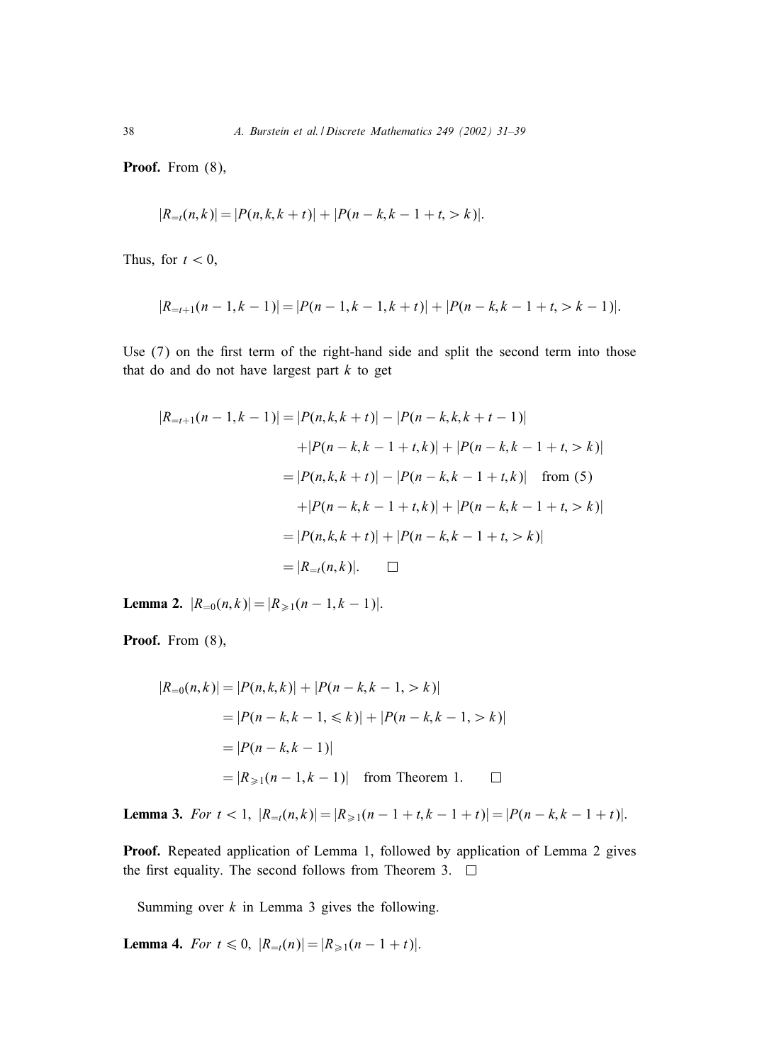**Proof.** From (8),

$$|R_{=t}(n,k)| = |P(n,k,k+t)| + |P(n-k,k-1+t,>k)|.$$

Thus, for $t<0$,

$$|R_{=t+1}(n-1,k-1)| = |P(n-1,k-1,k+t)| + |P(n-k,k-1+t,>k-1)|.$$

Use (7) on the first term of the right-hand side and split the second term into those that do and do not have largest part $k$ to get

$$
\begin{aligned}
|R_{=t+1}(n-1,k-1)| &= |P(n,k,k+t)| - |P(n-k,k,k+t-1)| \\
&\quad + |P(n-k,k-1+t,k)| + |P(n-k,k-1+t,>k)| \\
&= |P(n,k,k+t)| - |P(n-k,k-1+t,k)| \quad \text{from (5)} \\
&\quad + |P(n-k,k-1+t,k)| + |P(n-k,k-1+t,>k)| \\
&= |P(n,k,k+t)| + |P(n-k,k-1+t,>k)| \\
&= |R_{=t}(n,k)|. \qquad \square
\end{aligned}
$$

**Lemma 2.** $|R_{=0}(n,k)| = |R_{\geqslant 1}(n-1,k-1)|$.

**Proof.** From (8),

$$
\begin{aligned}
|R_{=0}(n,k)| &= |P(n,k,k)| + |P(n-k,k-1,>k)| \\
&= |P(n-k,k-1,\leqslant k)| + |P(n-k,k-1,>k)| \\
&= |P(n-k,k-1)| \\
&= |R_{\geqslant 1}(n-1,k-1)| \quad \text{from Theorem 1.} \qquad \square
\end{aligned}
$$

**Lemma 3.** *For* $t<1$, $|R_{=t}(n,k)| = |R_{\geqslant 1}(n-1+t,k-1+t)| = |P(n-k,k-1+t)|$.

**Proof.** Repeated application of Lemma 1, followed by application of Lemma 2 gives the first equality. The second follows from Theorem 3. $\square$

Summing over $k$ in Lemma 3 gives the following.

**Lemma 4.** *For* $t \leqslant 0$, $|R_{=t}(n)| = |R_{\geqslant 1}(n-1+t)|$.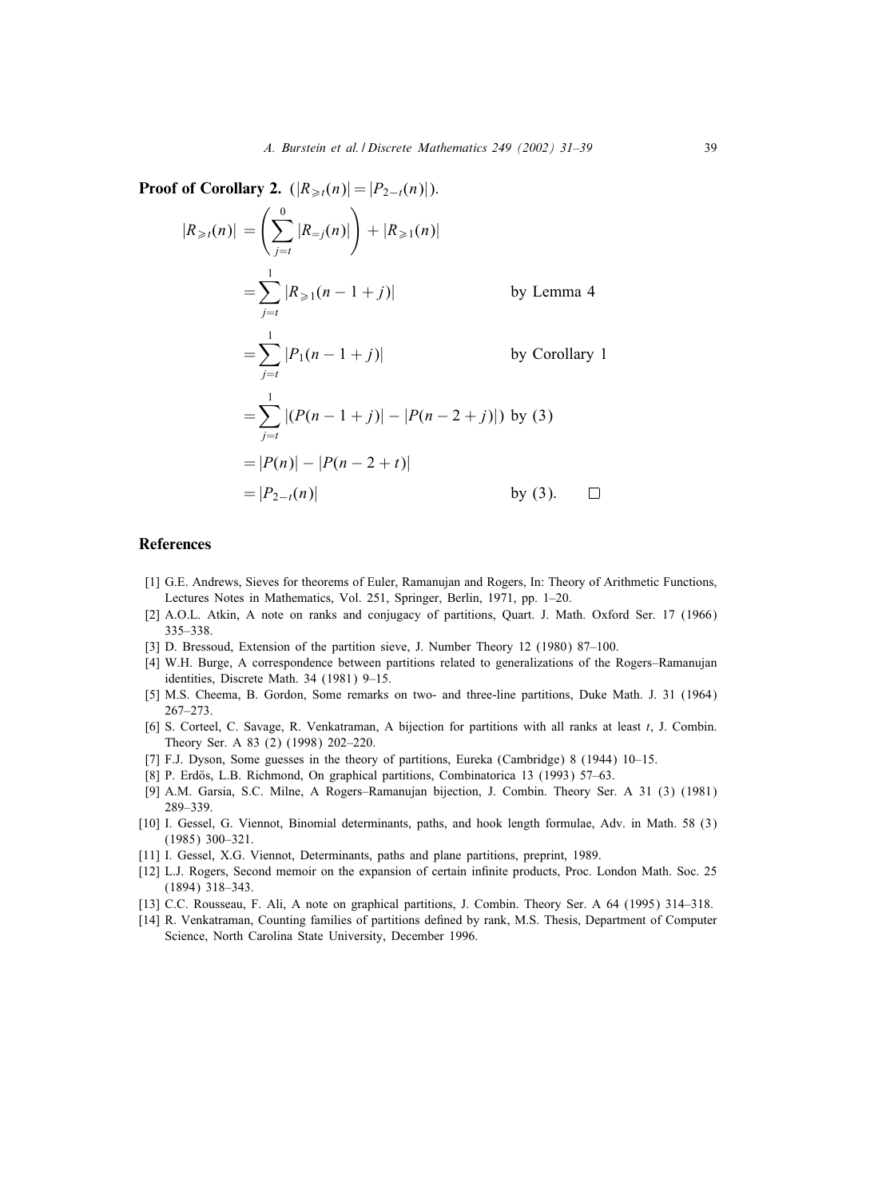**Proof of Corollary 2.** ($|R_{\geqslant t}(n)| = |P_{2-t}(n)|$).

$$
\begin{aligned}
|R_{\geqslant t}(n)| &= \left(\sum_{j=t}^{0} |R_{=j}(n)|\right) + |R_{\geqslant 1}(n)| \\
&= \sum_{j=t}^{1} |R_{\geqslant 1}(n-1+j)| && \text{by Lemma 4} \\
&= \sum_{j=t}^{1} |P_1(n-1+j)| && \text{by Corollary 1} \\
&= \sum_{j=t}^{1} |(P(n-1+j)| - |P(n-2+j)|) && \text{by (3)} \\
&= |P(n)| - |P(n-2+t)| \\
&= |P_{2-t}(n)| && \text{by (3).} \qquad \square
\end{aligned}
$$

## References

[1] G.E. Andrews, Sieves for theorems of Euler, Ramanujan and Rogers, In: Theory of Arithmetic Functions, Lectures Notes in Mathematics, Vol. 251, Springer, Berlin, 1971, pp. 1–20.

[2] A.O.L. Atkin, A note on ranks and conjugacy of partitions, Quart. J. Math. Oxford Ser. 17 (1966) 335–338.

[3] D. Bressoud, Extension of the partition sieve, J. Number Theory 12 (1980) 87–100.

[4] W.H. Burge, A correspondence between partitions related to generalizations of the Rogers–Ramanujan identities, Discrete Math. 34 (1981) 9–15.

[5] M.S. Cheema, B. Gordon, Some remarks on two- and three-line partitions, Duke Math. J. 31 (1964) 267–273.

[6] S. Corteel, C. Savage, R. Venkatraman, A bijection for partitions with all ranks at least $t$, J. Combin. Theory Ser. A 83 (2) (1998) 202–220.

[7] F.J. Dyson, Some guesses in the theory of partitions, Eureka (Cambridge) 8 (1944) 10–15.

[8] P. Erdős, L.B. Richmond, On graphical partitions, Combinatorica 13 (1993) 57–63.

[9] A.M. Garsia, S.C. Milne, A Rogers–Ramanujan bijection, J. Combin. Theory Ser. A 31 (3) (1981) 289–339.

[10] I. Gessel, G. Viennot, Binomial determinants, paths, and hook length formulae, Adv. in Math. 58 (3) (1985) 300–321.

[11] I. Gessel, X.G. Viennot, Determinants, paths and plane partitions, preprint, 1989.

[12] L.J. Rogers, Second memoir on the expansion of certain infinite products, Proc. London Math. Soc. 25 (1894) 318–343.

[13] C.C. Rousseau, F. Ali, A note on graphical partitions, J. Combin. Theory Ser. A 64 (1995) 314–318.

[14] R. Venkatraman, Counting families of partitions defined by rank, M.S. Thesis, Department of Computer Science, North Carolina State University, December 1996.